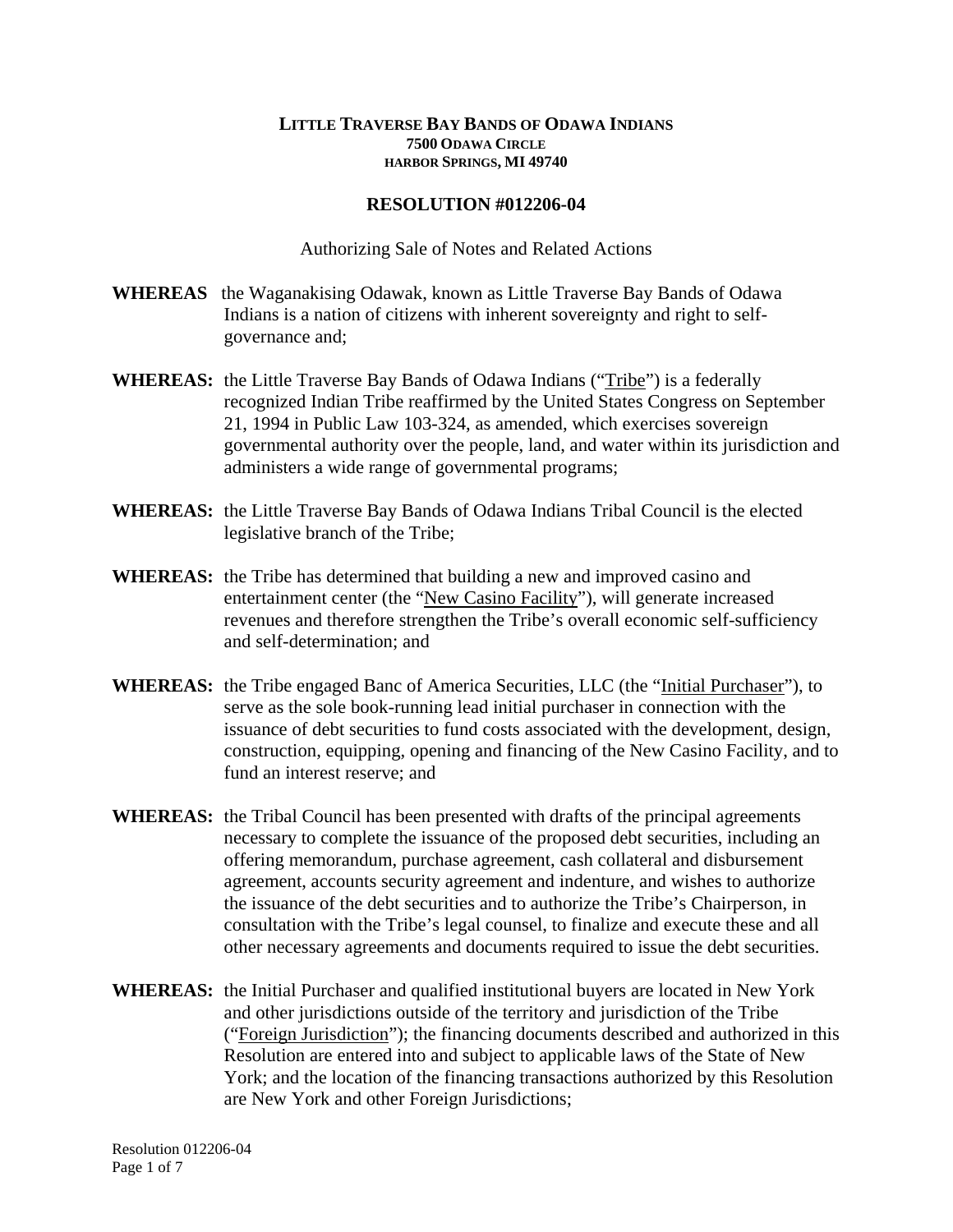**LITTLE TRAVERSE BAY BANDS OF ODAWA INDIANS**
**7500 ODAWA CIRCLE**
**HARBOR SPRINGS, MI 49740**

# RESOLUTION #012206-04

Authorizing Sale of Notes and Related Actions

**WHEREAS** the Waganakising Odawak, known as Little Traverse Bay Bands of Odawa Indians is a nation of citizens with inherent sovereignty and right to self-governance and;

**WHEREAS:** the Little Traverse Bay Bands of Odawa Indians ("Tribe") is a federally recognized Indian Tribe reaffirmed by the United States Congress on September 21, 1994 in Public Law 103-324, as amended, which exercises sovereign governmental authority over the people, land, and water within its jurisdiction and administers a wide range of governmental programs;

**WHEREAS:** the Little Traverse Bay Bands of Odawa Indians Tribal Council is the elected legislative branch of the Tribe;

**WHEREAS:** the Tribe has determined that building a new and improved casino and entertainment center (the "New Casino Facility"), will generate increased revenues and therefore strengthen the Tribe's overall economic self-sufficiency and self-determination; and

**WHEREAS:** the Tribe engaged Banc of America Securities, LLC (the "Initial Purchaser"), to serve as the sole book-running lead initial purchaser in connection with the issuance of debt securities to fund costs associated with the development, design, construction, equipping, opening and financing of the New Casino Facility, and to fund an interest reserve; and

**WHEREAS:** the Tribal Council has been presented with drafts of the principal agreements necessary to complete the issuance of the proposed debt securities, including an offering memorandum, purchase agreement, cash collateral and disbursement agreement, accounts security agreement and indenture, and wishes to authorize the issuance of the debt securities and to authorize the Tribe's Chairperson, in consultation with the Tribe's legal counsel, to finalize and execute these and all other necessary agreements and documents required to issue the debt securities.

**WHEREAS:** the Initial Purchaser and qualified institutional buyers are located in New York and other jurisdictions outside of the territory and jurisdiction of the Tribe ("Foreign Jurisdiction"); the financing documents described and authorized in this Resolution are entered into and subject to applicable laws of the State of New York; and the location of the financing transactions authorized by this Resolution are New York and other Foreign Jurisdictions;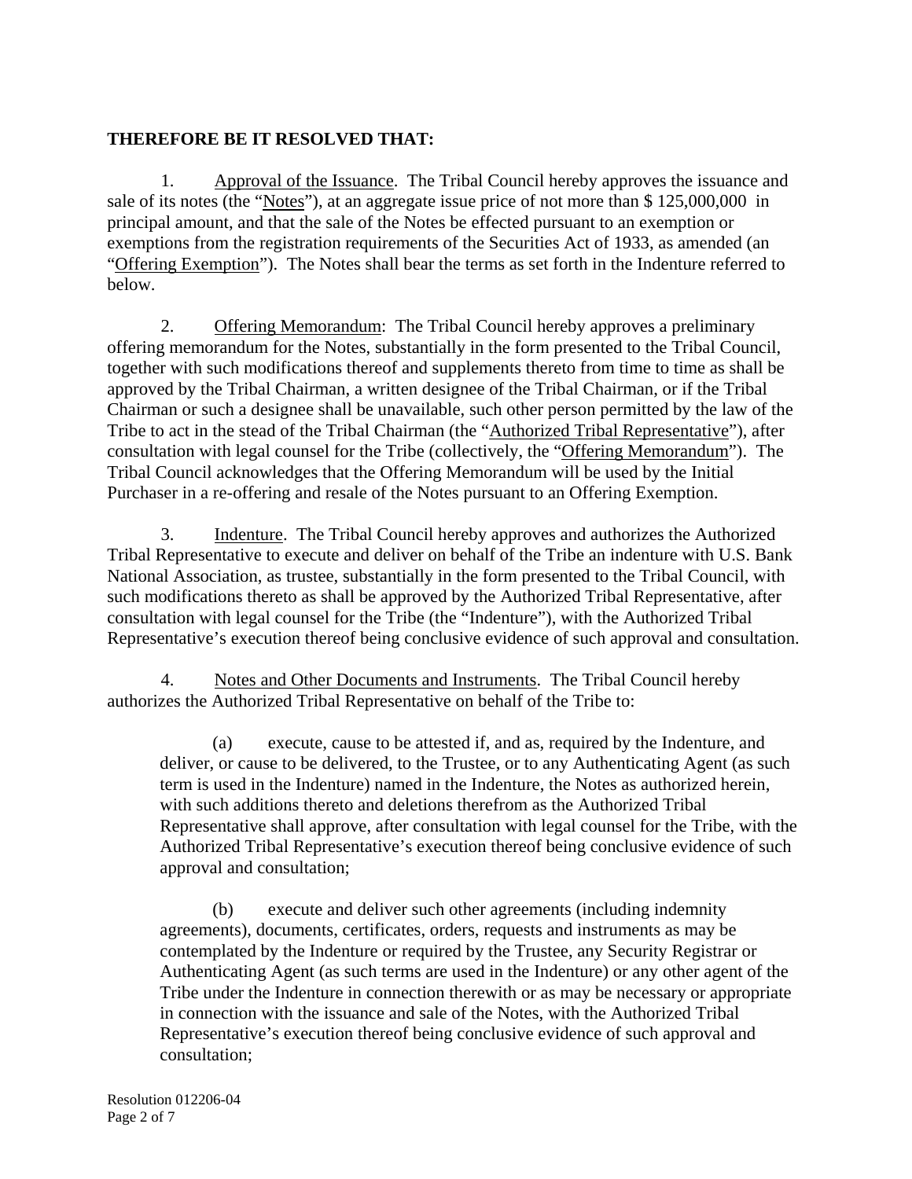**THEREFORE BE IT RESOLVED THAT:**

1. Approval of the Issuance. The Tribal Council hereby approves the issuance and sale of its notes (the "Notes"), at an aggregate issue price of not more than $ 125,000,000 in principal amount, and that the sale of the Notes be effected pursuant to an exemption or exemptions from the registration requirements of the Securities Act of 1933, as amended (an "Offering Exemption"). The Notes shall bear the terms as set forth in the Indenture referred to below.

2. Offering Memorandum: The Tribal Council hereby approves a preliminary offering memorandum for the Notes, substantially in the form presented to the Tribal Council, together with such modifications thereof and supplements thereto from time to time as shall be approved by the Tribal Chairman, a written designee of the Tribal Chairman, or if the Tribal Chairman or such a designee shall be unavailable, such other person permitted by the law of the Tribe to act in the stead of the Tribal Chairman (the "Authorized Tribal Representative"), after consultation with legal counsel for the Tribe (collectively, the "Offering Memorandum"). The Tribal Council acknowledges that the Offering Memorandum will be used by the Initial Purchaser in a re-offering and resale of the Notes pursuant to an Offering Exemption.

3. Indenture. The Tribal Council hereby approves and authorizes the Authorized Tribal Representative to execute and deliver on behalf of the Tribe an indenture with U.S. Bank National Association, as trustee, substantially in the form presented to the Tribal Council, with such modifications thereto as shall be approved by the Authorized Tribal Representative, after consultation with legal counsel for the Tribe (the "Indenture"), with the Authorized Tribal Representative's execution thereof being conclusive evidence of such approval and consultation.

4. Notes and Other Documents and Instruments. The Tribal Council hereby authorizes the Authorized Tribal Representative on behalf of the Tribe to:

(a) execute, cause to be attested if, and as, required by the Indenture, and deliver, or cause to be delivered, to the Trustee, or to any Authenticating Agent (as such term is used in the Indenture) named in the Indenture, the Notes as authorized herein, with such additions thereto and deletions therefrom as the Authorized Tribal Representative shall approve, after consultation with legal counsel for the Tribe, with the Authorized Tribal Representative's execution thereof being conclusive evidence of such approval and consultation;

(b) execute and deliver such other agreements (including indemnity agreements), documents, certificates, orders, requests and instruments as may be contemplated by the Indenture or required by the Trustee, any Security Registrar or Authenticating Agent (as such terms are used in the Indenture) or any other agent of the Tribe under the Indenture in connection therewith or as may be necessary or appropriate in connection with the issuance and sale of the Notes, with the Authorized Tribal Representative's execution thereof being conclusive evidence of such approval and consultation;

Resolution 012206-04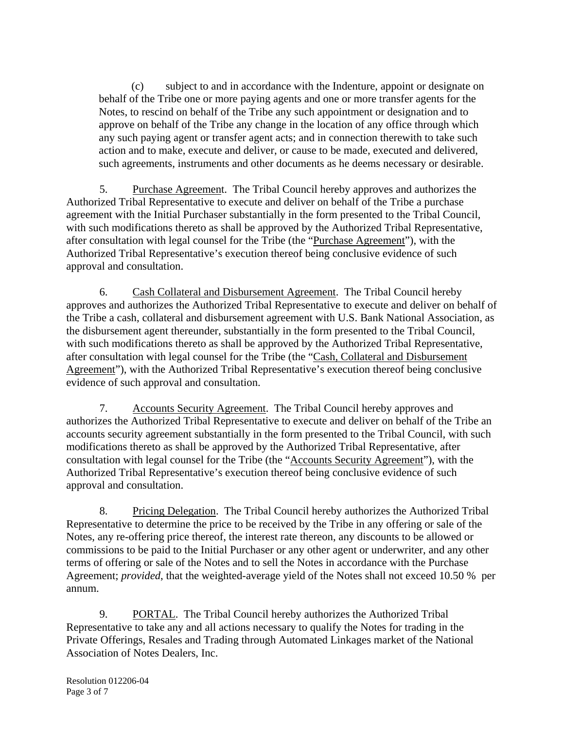(c) subject to and in accordance with the Indenture, appoint or designate on behalf of the Tribe one or more paying agents and one or more transfer agents for the Notes, to rescind on behalf of the Tribe any such appointment or designation and to approve on behalf of the Tribe any change in the location of any office through which any such paying agent or transfer agent acts; and in connection therewith to take such action and to make, execute and deliver, or cause to be made, executed and delivered, such agreements, instruments and other documents as he deems necessary or desirable.

5. Purchase Agreement. The Tribal Council hereby approves and authorizes the Authorized Tribal Representative to execute and deliver on behalf of the Tribe a purchase agreement with the Initial Purchaser substantially in the form presented to the Tribal Council, with such modifications thereto as shall be approved by the Authorized Tribal Representative, after consultation with legal counsel for the Tribe (the "Purchase Agreement"), with the Authorized Tribal Representative's execution thereof being conclusive evidence of such approval and consultation.

6. Cash Collateral and Disbursement Agreement. The Tribal Council hereby approves and authorizes the Authorized Tribal Representative to execute and deliver on behalf of the Tribe a cash, collateral and disbursement agreement with U.S. Bank National Association, as the disbursement agent thereunder, substantially in the form presented to the Tribal Council, with such modifications thereto as shall be approved by the Authorized Tribal Representative, after consultation with legal counsel for the Tribe (the "Cash, Collateral and Disbursement Agreement"), with the Authorized Tribal Representative's execution thereof being conclusive evidence of such approval and consultation.

7. Accounts Security Agreement. The Tribal Council hereby approves and authorizes the Authorized Tribal Representative to execute and deliver on behalf of the Tribe an accounts security agreement substantially in the form presented to the Tribal Council, with such modifications thereto as shall be approved by the Authorized Tribal Representative, after consultation with legal counsel for the Tribe (the "Accounts Security Agreement"), with the Authorized Tribal Representative's execution thereof being conclusive evidence of such approval and consultation.

8. Pricing Delegation. The Tribal Council hereby authorizes the Authorized Tribal Representative to determine the price to be received by the Tribe in any offering or sale of the Notes, any re-offering price thereof, the interest rate thereon, any discounts to be allowed or commissions to be paid to the Initial Purchaser or any other agent or underwriter, and any other terms of offering or sale of the Notes and to sell the Notes in accordance with the Purchase Agreement; *provided*, that the weighted-average yield of the Notes shall not exceed 10.50 % per annum.

9. PORTAL. The Tribal Council hereby authorizes the Authorized Tribal Representative to take any and all actions necessary to qualify the Notes for trading in the Private Offerings, Resales and Trading through Automated Linkages market of the National Association of Notes Dealers, Inc.

Resolution 012206-04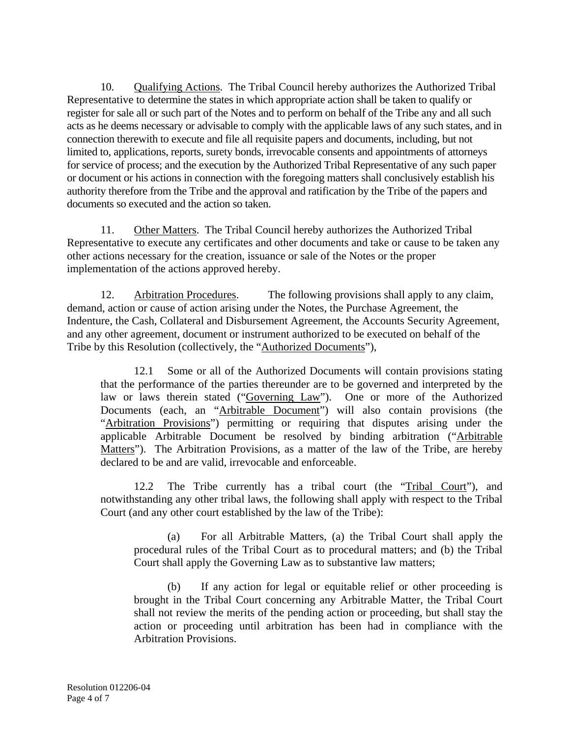10. Qualifying Actions. The Tribal Council hereby authorizes the Authorized Tribal Representative to determine the states in which appropriate action shall be taken to qualify or register for sale all or such part of the Notes and to perform on behalf of the Tribe any and all such acts as he deems necessary or advisable to comply with the applicable laws of any such states, and in connection therewith to execute and file all requisite papers and documents, including, but not limited to, applications, reports, surety bonds, irrevocable consents and appointments of attorneys for service of process; and the execution by the Authorized Tribal Representative of any such paper or document or his actions in connection with the foregoing matters shall conclusively establish his authority therefore from the Tribe and the approval and ratification by the Tribe of the papers and documents so executed and the action so taken.

11. Other Matters. The Tribal Council hereby authorizes the Authorized Tribal Representative to execute any certificates and other documents and take or cause to be taken any other actions necessary for the creation, issuance or sale of the Notes or the proper implementation of the actions approved hereby.

12. Arbitration Procedures. The following provisions shall apply to any claim, demand, action or cause of action arising under the Notes, the Purchase Agreement, the Indenture, the Cash, Collateral and Disbursement Agreement, the Accounts Security Agreement, and any other agreement, document or instrument authorized to be executed on behalf of the Tribe by this Resolution (collectively, the "Authorized Documents"),

> 12.1 Some or all of the Authorized Documents will contain provisions stating that the performance of the parties thereunder are to be governed and interpreted by the law or laws therein stated ("Governing Law"). One or more of the Authorized Documents (each, an "Arbitrable Document") will also contain provisions (the "Arbitration Provisions") permitting or requiring that disputes arising under the applicable Arbitrable Document be resolved by binding arbitration ("Arbitrable Matters"). The Arbitration Provisions, as a matter of the law of the Tribe, are hereby declared to be and are valid, irrevocable and enforceable.
>
> 12.2 The Tribe currently has a tribal court (the "Tribal Court"), and notwithstanding any other tribal laws, the following shall apply with respect to the Tribal Court (and any other court established by the law of the Tribe):
>
> > (a) For all Arbitrable Matters, (a) the Tribal Court shall apply the procedural rules of the Tribal Court as to procedural matters; and (b) the Tribal Court shall apply the Governing Law as to substantive law matters;
> >
> > (b) If any action for legal or equitable relief or other proceeding is brought in the Tribal Court concerning any Arbitrable Matter, the Tribal Court shall not review the merits of the pending action or proceeding, but shall stay the action or proceeding until arbitration has been had in compliance with the Arbitration Provisions.

Resolution 012206-04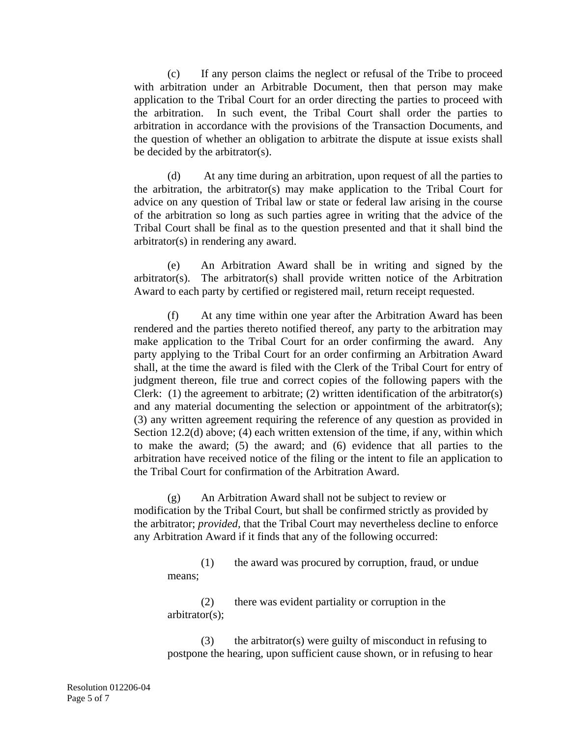(c) If any person claims the neglect or refusal of the Tribe to proceed with arbitration under an Arbitrable Document, then that person may make application to the Tribal Court for an order directing the parties to proceed with the arbitration. In such event, the Tribal Court shall order the parties to arbitration in accordance with the provisions of the Transaction Documents, and the question of whether an obligation to arbitrate the dispute at issue exists shall be decided by the arbitrator(s).

(d) At any time during an arbitration, upon request of all the parties to the arbitration, the arbitrator(s) may make application to the Tribal Court for advice on any question of Tribal law or state or federal law arising in the course of the arbitration so long as such parties agree in writing that the advice of the Tribal Court shall be final as to the question presented and that it shall bind the arbitrator(s) in rendering any award.

(e) An Arbitration Award shall be in writing and signed by the arbitrator(s). The arbitrator(s) shall provide written notice of the Arbitration Award to each party by certified or registered mail, return receipt requested.

(f) At any time within one year after the Arbitration Award has been rendered and the parties thereto notified thereof, any party to the arbitration may make application to the Tribal Court for an order confirming the award. Any party applying to the Tribal Court for an order confirming an Arbitration Award shall, at the time the award is filed with the Clerk of the Tribal Court for entry of judgment thereon, file true and correct copies of the following papers with the Clerk: (1) the agreement to arbitrate; (2) written identification of the arbitrator(s) and any material documenting the selection or appointment of the arbitrator(s); (3) any written agreement requiring the reference of any question as provided in Section 12.2(d) above; (4) each written extension of the time, if any, within which to make the award; (5) the award; and (6) evidence that all parties to the arbitration have received notice of the filing or the intent to file an application to the Tribal Court for confirmation of the Arbitration Award.

(g) An Arbitration Award shall not be subject to review or modification by the Tribal Court, but shall be confirmed strictly as provided by the arbitrator; *provided,* that the Tribal Court may nevertheless decline to enforce any Arbitration Award if it finds that any of the following occurred:

(1) the award was procured by corruption, fraud, or undue means;

(2) there was evident partiality or corruption in the arbitrator(s);

(3) the arbitrator(s) were guilty of misconduct in refusing to postpone the hearing, upon sufficient cause shown, or in refusing to hear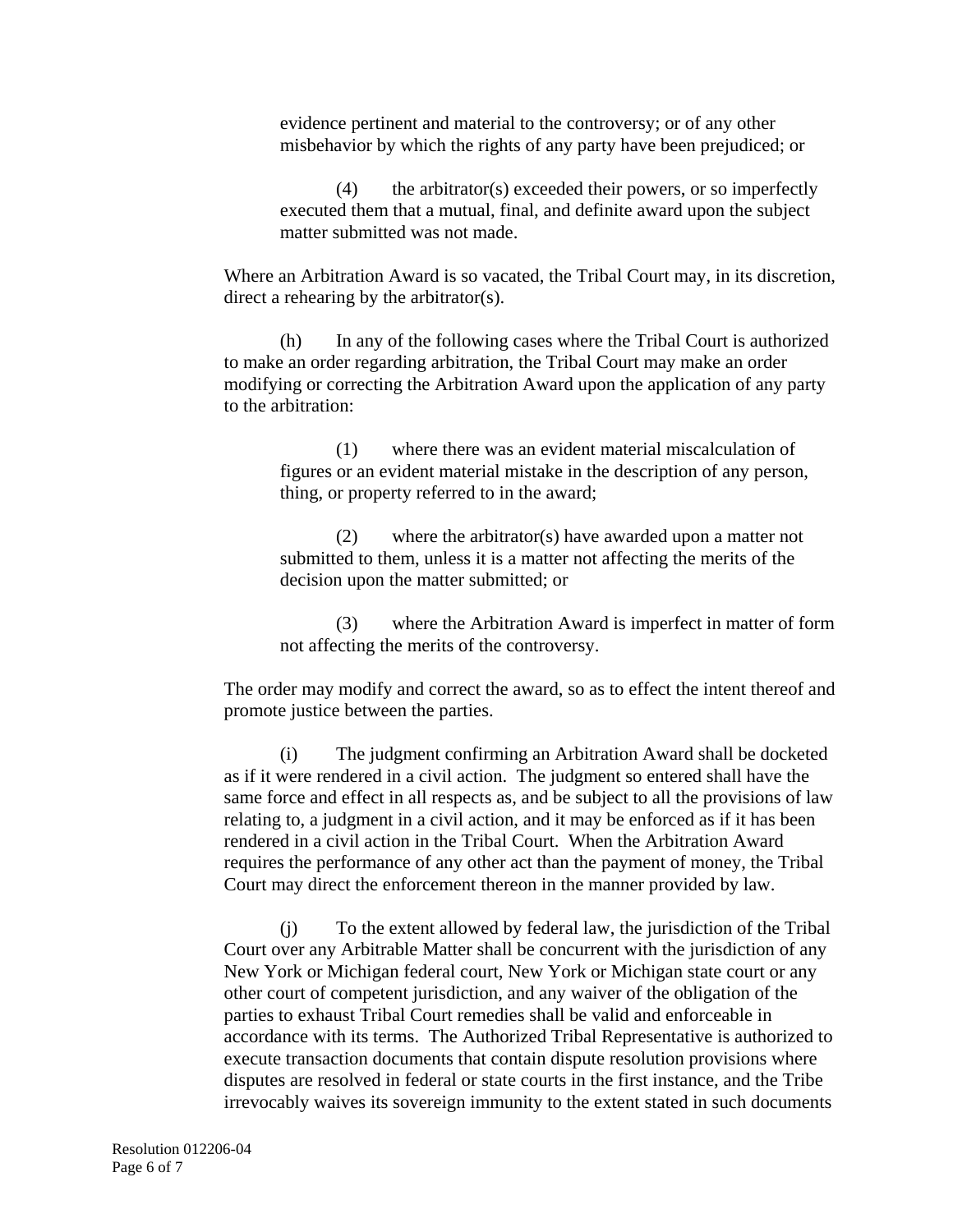evidence pertinent and material to the controversy; or of any other misbehavior by which the rights of any party have been prejudiced; or

(4) the arbitrator(s) exceeded their powers, or so imperfectly executed them that a mutual, final, and definite award upon the subject matter submitted was not made.

Where an Arbitration Award is so vacated, the Tribal Court may, in its discretion, direct a rehearing by the arbitrator(s).

(h) In any of the following cases where the Tribal Court is authorized to make an order regarding arbitration, the Tribal Court may make an order modifying or correcting the Arbitration Award upon the application of any party to the arbitration:

(1) where there was an evident material miscalculation of figures or an evident material mistake in the description of any person, thing, or property referred to in the award;

(2) where the arbitrator(s) have awarded upon a matter not submitted to them, unless it is a matter not affecting the merits of the decision upon the matter submitted; or

(3) where the Arbitration Award is imperfect in matter of form not affecting the merits of the controversy.

The order may modify and correct the award, so as to effect the intent thereof and promote justice between the parties.

(i) The judgment confirming an Arbitration Award shall be docketed as if it were rendered in a civil action. The judgment so entered shall have the same force and effect in all respects as, and be subject to all the provisions of law relating to, a judgment in a civil action, and it may be enforced as if it has been rendered in a civil action in the Tribal Court. When the Arbitration Award requires the performance of any other act than the payment of money, the Tribal Court may direct the enforcement thereon in the manner provided by law.

(j) To the extent allowed by federal law, the jurisdiction of the Tribal Court over any Arbitrable Matter shall be concurrent with the jurisdiction of any New York or Michigan federal court, New York or Michigan state court or any other court of competent jurisdiction, and any waiver of the obligation of the parties to exhaust Tribal Court remedies shall be valid and enforceable in accordance with its terms. The Authorized Tribal Representative is authorized to execute transaction documents that contain dispute resolution provisions where disputes are resolved in federal or state courts in the first instance, and the Tribe irrevocably waives its sovereign immunity to the extent stated in such documents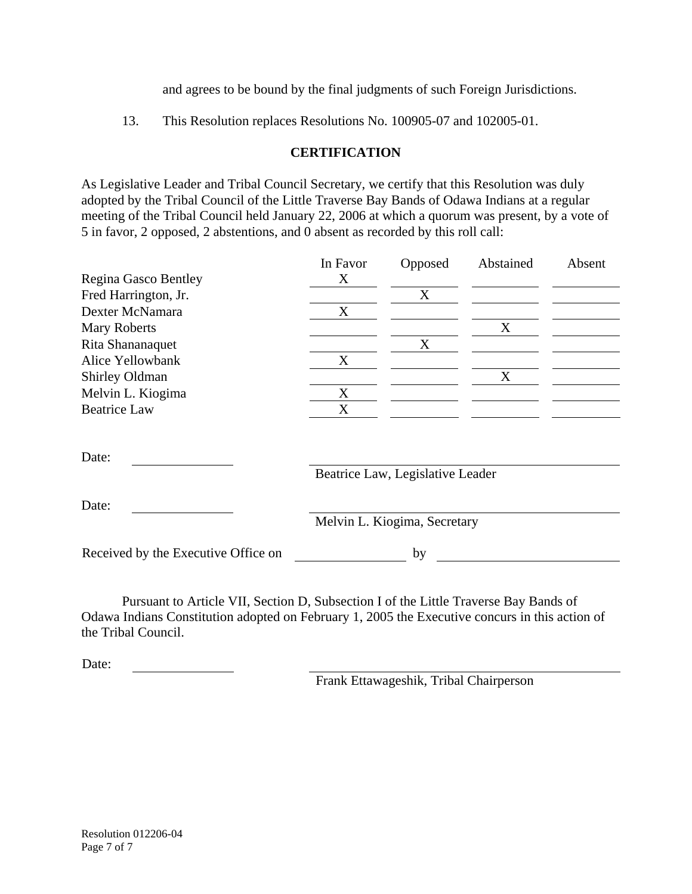and agrees to be bound by the final judgments of such Foreign Jurisdictions.

13. This Resolution replaces Resolutions No. 100905-07 and 102005-01.

**CERTIFICATION**

As Legislative Leader and Tribal Council Secretary, we certify that this Resolution was duly adopted by the Tribal Council of the Little Traverse Bay Bands of Odawa Indians at a regular meeting of the Tribal Council held January 22, 2006 at which a quorum was present, by a vote of 5 in favor, 2 opposed, 2 abstentions, and 0 absent as recorded by this roll call:

| | In Favor | Opposed | Abstained | Absent |
|---|---|---|---|---|
| Regina Gasco Bentley | X | | | |
| Fred Harrington, Jr. | | X | | |
| Dexter McNamara | X | | | |
| Mary Roberts | | | X | |
| Rita Shananaquet | | X | | |
| Alice Yellowbank | X | | | |
| Shirley Oldman | | | X | |
| Melvin L. Kiogima | X | | | |
| Beatrice Law | X | | | |

Date: ______________ ________________________________
Beatrice Law, Legislative Leader

Date: ______________ ________________________________
Melvin L. Kiogima, Secretary

Received by the Executive Office on ______________ by ________________________

Pursuant to Article VII, Section D, Subsection I of the Little Traverse Bay Bands of Odawa Indians Constitution adopted on February 1, 2005 the Executive concurs in this action of the Tribal Council.

Date: ______________ ________________________________
Frank Ettawageshik, Tribal Chairperson

Resolution 012206-04